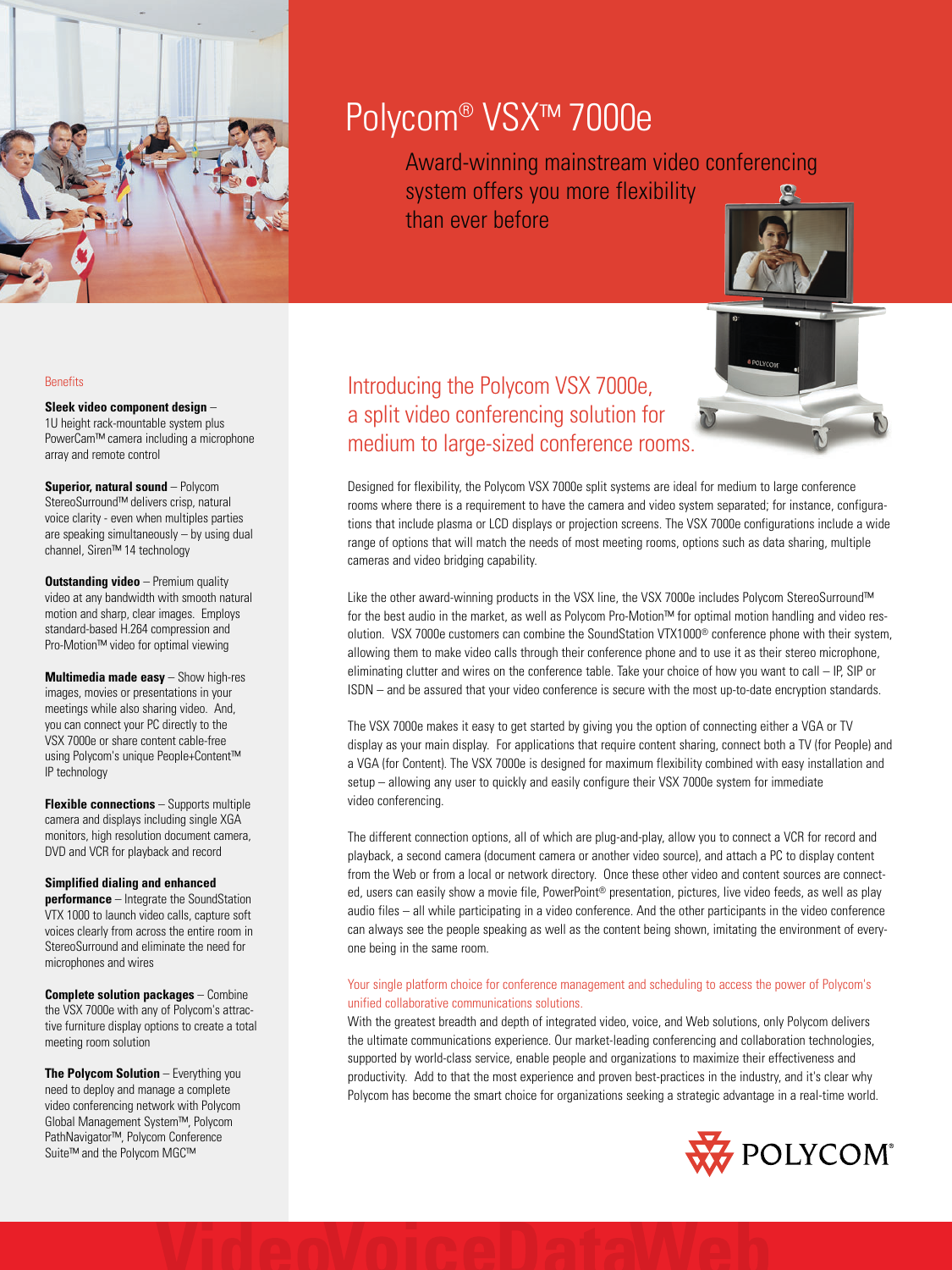# Polycom® VSX™ 7000e

Award-winning mainstream video conferencing system offers you more flexibility than ever before

## Introducing the Polycom VSX 7000e, a split video conferencing solution for medium to large-sized conference rooms.

Designed for flexibility, the Polycom VSX 7000e split systems are ideal for medium to large conference rooms where there is a requirement to have the camera and video system separated; for instance, configurations that include plasma or LCD displays or projection screens. The VSX 7000e configurations include a wide range of options that will match the needs of most meeting rooms, options such as data sharing, multiple cameras and video bridging capability.

Like the other award-winning products in the VSX line, the VSX 7000e includes Polycom StereoSurround™ for the best audio in the market, as well as Polycom Pro-Motion™ for optimal motion handling and video resolution. VSX 7000e customers can combine the SoundStation VTX1000® conference phone with their system, allowing them to make video calls through their conference phone and to use it as their stereo microphone, eliminating clutter and wires on the conference table. Take your choice of how you want to call – IP, SIP or ISDN – and be assured that your video conference is secure with the most up-to-date encryption standards.

The VSX 7000e makes it easy to get started by giving you the option of connecting either a VGA or TV display as your main display. For applications that require content sharing, connect both a TV (for People) and a VGA (for Content). The VSX 7000e is designed for maximum flexibility combined with easy installation and setup – allowing any user to quickly and easily configure their VSX 7000e system for immediate video conferencing.

The different connection options, all of which are plug-and-play, allow you to connect a VCR for record and playback, a second camera (document camera or another video source), and attach a PC to display content from the Web or from a local or network directory. Once these other video and content sources are connected, users can easily show a movie file, PowerPoint® presentation, pictures, live video feeds, as well as play audio files – all while participating in a video conference. And the other participants in the video conference can always see the people speaking as well as the content being shown, imitating the environment of everyone being in the same room.

### Your single platform choice for conference management and scheduling to access the power of Polycom's unified collaborative communications solutions.

With the greatest breadth and depth of integrated video, voice, and Web solutions, only Polycom delivers the ultimate communications experience. Our market-leading conferencing and collaboration technologies, supported by world-class service, enable people and organizations to maximize their effectiveness and productivity. Add to that the most experience and proven best-practices in the industry, and it's clear why Polycom has become the smart choice for organizations seeking a strategic advantage in a real-time world.

## Benefits

**Sleek video component design** – 1U height rack-mountable system plus PowerCam™ camera including a microphone array and remote control

**Superior, natural sound** – Polycom StereoSurround™ delivers crisp, natural voice clarity - even when multiples parties are speaking simultaneously – by using dual channel, Siren™ 14 technology

**Outstanding video** – Premium quality video at any bandwidth with smooth natural motion and sharp, clear images. Employs standard-based H.264 compression and Pro-Motion™ video for optimal viewing

**Multimedia made easy** – Show high-res images, movies or presentations in your meetings while also sharing video. And, you can connect your PC directly to the VSX 7000e or share content cable-free using Polycom's unique People+Content™ IP technology

**Flexible connections** – Supports multiple camera and displays including single XGA monitors, high resolution document camera, DVD and VCR for playback and record

**Simplified dialing and enhanced performance** – Integrate the SoundStation VTX 1000 to launch video calls, capture soft voices clearly from across the entire room in StereoSurround and eliminate the need for microphones and wires

**Complete solution packages** – Combine the VSX 7000e with any of Polycom's attractive furniture display options to create a total meeting room solution

**The Polycom Solution** – Everything you need to deploy and manage a complete video conferencing network with Polycom Global Management System™, Polycom PathNavigator™, Polycom Conference Suite™ and the Polycom MGC™

POLYCOM®

VideoVoiceDataWeb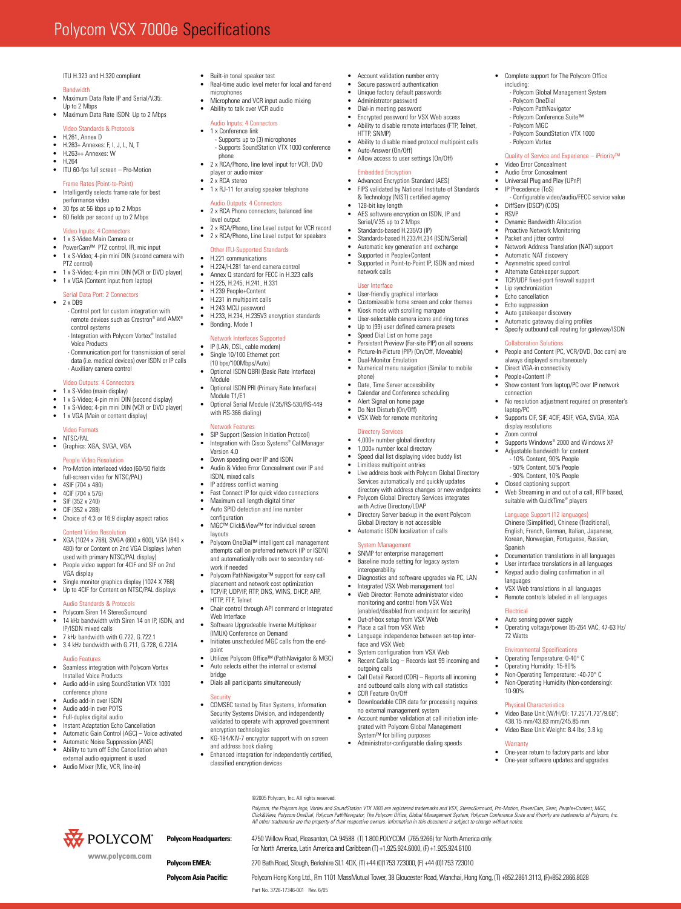# Polycom VSX 7000e Specifications

ITU H.323 and H.320 compliant

### Bandwidth

- Maximum Data Rate IP and Serial/V.35: Up to 2 Mbps
- Maximum Data Rate ISDN: Up to 2 Mbps

### Video Standards & Protocols

- H.261, Annex D
- H.263+ Annexes: F, I, J, L, N, T
- H.263++ Annexes: W
- H.264
- ITU 60-fps full screen – Pro-Motion

### Frame Rates (Point-to-Point)

- Intelligently selects frame rate for best performance video
- 30 fps at 56 kbps up to 2 Mbps
- 60 fields per second up to 2 Mbps

### Video Inputs: 4 Connectors

- 1 x S-Video Main Camera or
- PowerCam™ PTZ control, IR, mic input
- 1 x S-Video; 4-pin mini DIN (second camera with PTZ control)
- 1 x S-Video; 4-pin mini DIN (VCR or DVD player)
- 1 x VGA (Content input from laptop)

### Serial Data Port: 2 Connectors

- 2 x DB9
  - Control port for custom integration with remote devices such as Crestron® and AMX® control systems
  - Integration with Polycom Vortex® Installed Voice Products
  - Communication port for transmission of serial data (i.e. medical devices) over ISDN or IP calls
  - Auxiliary camera control

### Video Outputs: 4 Connectors

- 1 x S-Video (main display)
- 1 x S-Video; 4-pin mini DIN (second display)
- 1 x S-Video; 4-pin mini DIN (VCR or DVD player)
- 1 x VGA (Main or content display)

### Video Formats

- NTSC/PAL
- Graphics: XGA, SVGA, VGA

### People Video Resolution

- Pro-Motion interlaced video (60/50 fields full-screen video for NTSC/PAL)
- 4SIF (704 x 480)
- 4CIF (704 x 576)
- SIF (352 x 240)
- CIF (352 x 288)
- Choice of 4:3 or 16:9 display aspect ratios

### Content Video Resolution

- XGA (1024 x 768), SVGA (800 x 600), VGA (640 x 480) for or Content on 2nd VGA Displays (when used with primary NTSC/PAL display)
- People video support for 4CIF and SIF on 2nd VGA display
- Single monitor graphics display (1024 X 768)
- Up to 4CIF for Content on NTSC/PAL displays

### Audio Standards & Protocols

- Polycom Siren 14 StereoSurround
- 14 kHz bandwidth with Siren 14 on IP, ISDN, and IP/ISDN mixed calls
- 7 kHz bandwidth with G.722, G.722.1
- 3.4 kHz bandwidth with G.711, G.728, G.729A

### Audio Features

- Seamless integration with Polycom Vortex Installed Voice Products
- Audio add-in using SoundStation VTX 1000 conference phone
- Audio add-in over ISDN
- Audio add-in over POTS
- Full-duplex digital audio
- Instant Adaptation Echo Cancellation
- Automatic Gain Control (AGC) – Voice activated
- Automatic Noise Suppression (ANS)
- Ability to turn off Echo Cancellation when external audio equipment is used
- Audio Mixer (Mic, VCR, line-in)
- Built-in tonal speaker test
- Real-time audio level meter for local and far-end microphones
- Microphone and VCR input audio mixing
- Ability to talk over VCR audio

### Audio Inputs: 4 Connectors

- 1 x Conference link
  - Supports up to (3) microphones
  - Supports SoundStation VTX 1000 conference phone
- 2 x RCA/Phono, line level input for VCR, DVD player or audio mixer
- 2 x RCA stereo
- 1 x RJ-11 for analog speaker telephone

### Audio Outputs: 4 Connectors

- 2 x RCA Phono connectors; balanced line level output
- 2 x RCA/Phono, Line Level output for VCR record
- 2 x RCA/Phono, Line Level output for speakers

### Other ITU-Supported Standards

- H.221 communications
- H.224/H.281 far-end camera control
- Annex Q standard for FECC in H.323 calls
- H.225, H.245, H.241, H.331
- H.239 People+Content
- H.231 in multipoint calls
- H.243 MCU password
- H.233, H.234, H.235V3 encryption standards
- Bonding, Mode 1

### Network Interfaces Supported

- IP (LAN, DSL, cable modem)
- Single 10/100 Ethernet port (10 bps/100Mbps/Auto)
- Optional ISDN QBRI (Basic Rate Interface) Module
- Optional ISDN PRI (Primary Rate Interface) Module T1/E1
- Optional Serial Module (V.35/RS-530/RS-449 with RS-366 dialing)

### Network Features

- SIP Support (Session Initiation Protocol)
- Integration with Cisco Systems® CallManager Version 4.0
- Down speeding over IP and ISDN
- Audio & Video Error Concealment over IP and ISDN, mixed calls
- IP address conflict warning
- Fast Connect IP for quick video connections
- Maximum call length digital timer
- Auto SPID detection and line number configuration
- MGC™ Click&View™ for individual screen layouts
- Polycom OneDial™ intelligent call management attempts call on preferred network (IP or ISDN) and automatically rolls over to secondary network if needed
- Polycom PathNavigator™ support for easy call placement and network cost optimization
- TCP/IP, UDP/IP, RTP, DNS, WINS, DHCP, ARP, HTTP, FTP, Telnet
- Chair control through API command or Integrated Web Interface
- Software Upgradeable Inverse Multiplexer (IMUX) Conference on Demand
- Initiates unscheduled MGC calls from the end-point
- Utilizes Polycom Office™ (PathNavigator & MGC)
- Auto selects either the internal or external bridge
- Dials all participants simultaneously

### Security

- COMSEC tested by Titan Systems, Information Security Systems Division, and independently validated to operate with approved government encryption technologies
- KG-194/KIV-7 encryptor support with on screen and address book dialing
- Enhanced integration for independently certified, classified encryption devices
- Account validation number entry
- Secure password authentication
- Unique factory default passwords
- Administrator password
- Dial-in meeting password
- Encrypted password for VSX Web access
- Ability to disable remote interfaces (FTP, Telnet, HTTP, SNMP)
- Ability to disable mixed protocol multipoint calls
- Auto-Answer (On/Off)
- Allow access to user settings (On/Off)

### Embedded Encryption

- Advanced Encryption Standard (AES)
- FIPS validated by National Institute of Standards & Technology (NIST) certified agency
- 128-bit key length
- AES software encryption on ISDN, IP and Serial/V.35 up to 2 Mbps
- Standards-based H.235V3 (IP)
- Standards-based H.233/H.234 (ISDN/Serial)
- Automatic key generation and exchange
- Supported in People+Content
- Supported in Point-to-Point IP, ISDN and mixed network calls

### User Interface

- User-friendly graphical interface
- Customizeable home screen and color themes
- Kiosk mode with scrolling marquee
- User-selectable camera icons and ring tones
- Up to (99) user defined camera presets
- Speed Dial List on home page
- Persistent Preview (Far-site PIP) on all screens
- Picture-In-Picture (PIP) (On/Off, Moveable)
- Dual-Monitor Emulation
- Numerical menu navigation (Similar to mobile phone)
- Date, Time Server accessibility
- Calendar and Conference scheduling
- Alert Signal on home page
- Do Not Disturb (On/Off)
- VSX Web for remote monitoring

### Directory Services

- 4,000+ number global directory
- 1,000+ number local directory
- Speed dial list displaying video buddy list
- Limitless multipoint entries
- Live address book with Polycom Global Directory Services automatically and quickly updates directory with address changes or new endpoints
- Polycom Global Directory Services integrates with Active Directory/LDAP
- Directory Server backup in the event Polycom Global Directory is not accessible
- Automatic ISDN localization of calls

### System Management

- SNMP for enterprise management
- Baseline mode setting for legacy system interoperability
- Diagnostics and software upgrades via PC, LAN
- Integrated VSX Web management tool
- Web Director: Remote administrator video monitoring and control from VSX Web (enabled/disabled from endpoint for security)
- Out-of-box setup from VSX Web
- Place a call from VSX Web
- Language independence between set-top interface and VSX Web
- System configuration from VSX Web
- Recent Calls Log – Records last 99 incoming and outgoing calls
- Call Detail Record (CDR) – Reports all incoming and outbound calls along with call statistics
- CDR Feature On/Off
- Downloadable CDR data for processing requires no external management system
- Account number validation at call initiation integrated with Polycom Global Management System™ for billing purposes
- Administrator-configurable dialing speeds
- Complete support for The Polycom Office including:
  - Polycom Global Management System
  - Polycom OneDial
  - Polycom PathNavigator
  - Polycom Conference Suite™
  - Polycom MGC
  - Polycom SoundStation VTX 1000
  - Polycom Vortex

### Quality of Service and Experience – iPriority™

- Video Error Concealment
- Audio Error Concealment
- Universal Plug and Play (UPnP)
- IP Precedence (ToS)
  - Configurable video/audio/FECC service value
- DiffServ (DSCP) (COS)
- RSVP
- Dynamic Bandwidth Allocation
- Proactive Network Monitoring
- Packet and jitter control
- Network Address Translation (NAT) support
- Automatic NAT discovery
- Asymmetric speed control
- Alternate Gatekeeper support
- TCP/UDP fixed-port firewall support
- Lip synchronization
- Echo cancellation
- Echo suppression
- Auto gatekeeper discovery
- Automatic gateway dialing profiles
- Specify outbound call routing for gateway/ISDN

### Collaboration Solutions

- People and Content (PC, VCR/DVD, Doc cam) are always displayed simultaneously
- Direct VGA-in connectivity
- People+Content IP
- Show content from laptop/PC over IP network connection
- No resolution adjustment required on presenter's laptop/PC
- Supports CIF, SIF, 4CIF, 4SIF, VGA, SVGA, XGA display resolutions
- Zoom control
- Supports Windows® 2000 and Windows XP
- Adjustable bandwidth for content
  - 10% Content, 90% People
  - 50% Content, 50% People
  - 90% Content, 10% People
- Closed captioning support
- Web Streaming in and out of a call, RTP based, suitable with QuickTime® players

### Language Support (12 languages)

Chinese (Simplified), Chinese (Traditional), English, French, German, Italian, Japanese, Korean, Norwegian, Portuguese, Russian, Spanish

- Documentation translations in all languages
- User interface translations in all languages
- Keypad audio dialing confirmation in all languages
- VSX Web translations in all languages
- Remote controls labeled in all languages

### Electrical

- Auto sensing power supply
- Operating voltage/power 85-264 VAC, 47-63 Hz/ 72 Watts

### Environmental Specifications

- Operating Temperature: 0-40° C
- Operating Humidity: 15-80%
- Non-Operating Temperature: -40-70° C
- Non-Operating Humidity (Non-condensing): 10-90%

### Physical Characteristics

- Video Base Unit (W/H/D): 17.25"/1.73"/9.68"; 438.15 mm/43.83 mm/245.85 mm
- Video Base Unit Weight: 8.4 lbs; 3.8 kg

### Warranty

- One-year return to factory parts and labor
- One-year software updates and upgrades

©2005 Polycom, Inc. All rights reserved.

*Polycom, the Polycom logo, Vortex and SoundStation VTX 1000 are registered trademarks and VSX, StereoSurround, Pro-Motion, PowerCam, Siren, People+Content, MGC, Click&View, Polycom OneDial, Polycom PathNavigator, The Polycom Office, Global Management System, Polycom Conference Suite and iPriority are trademarks of Polycom, Inc. All other trademarks are the property of their respective owners. Information in this document is subject to change without notice.*

POLYCOM®

www.polycom.com

**Polycom Headquarters:** 4750 Willow Road, Pleasanton, CA 94588 (T) 1.800.POLYCOM (765.9266) for North America only. For North America, Latin America and Caribbean (T) +1.925.924.6000, (F) +1.925.924.6100

**Polycom EMEA:** 270 Bath Road, Slough, Berkshire SL1 4DX, (T) +44 (0)1753 723000, (F) +44 (0)1753 723010

**Polycom Asia Pacific:** Polycom Hong Kong Ltd., Rm 1101 MassMutual Tower, 38 Gloucester Road, Wanchai, Hong Kong, (T) +852.2861.3113, (F)+852.2866.8028

Part No. 3726-17346-001 Rev. 6/05